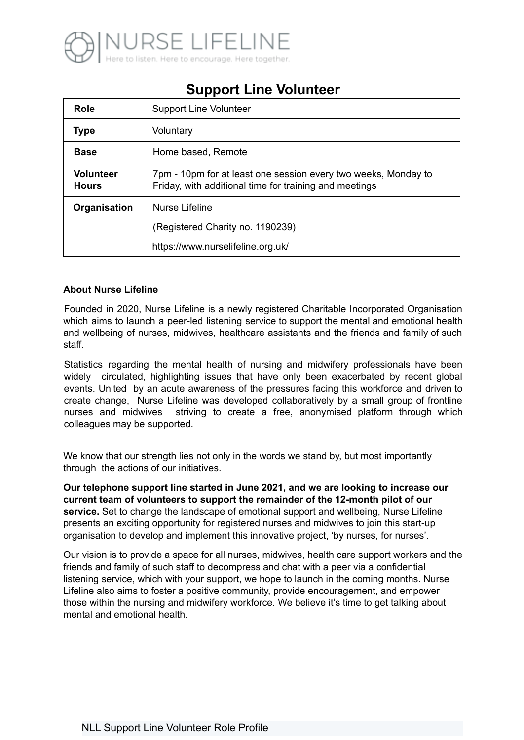NURSE LIFELINE
Here to listen. Here to encourage. Here together.

# Support Line Volunteer

| Role | Support Line Volunteer |
|---|---|
| **Type** | Voluntary |
| **Base** | Home based, Remote |
| **Volunteer Hours** | 7pm - 10pm for at least one session every two weeks, Monday to Friday, with additional time for training and meetings |
| **Organisation** | Nurse Lifeline<br>(Registered Charity no. 1190239)<br>https://www.nurselifeline.org.uk/ |

**About Nurse Lifeline**

Founded in 2020, Nurse Lifeline is a newly registered Charitable Incorporated Organisation which aims to launch a peer-led listening service to support the mental and emotional health and wellbeing of nurses, midwives, healthcare assistants and the friends and family of such staff.

Statistics regarding the mental health of nursing and midwifery professionals have been widely circulated, highlighting issues that have only been exacerbated by recent global events. United by an acute awareness of the pressures facing this workforce and driven to create change, Nurse Lifeline was developed collaboratively by a small group of frontline nurses and midwives striving to create a free, anonymised platform through which colleagues may be supported.

We know that our strength lies not only in the words we stand by, but most importantly through the actions of our initiatives.

**Our telephone support line started in June 2021, and we are looking to increase our current team of volunteers to support the remainder of the 12-month pilot of our service.** Set to change the landscape of emotional support and wellbeing, Nurse Lifeline presents an exciting opportunity for registered nurses and midwives to join this start-up organisation to develop and implement this innovative project, 'by nurses, for nurses'.

Our vision is to provide a space for all nurses, midwives, health care support workers and the friends and family of such staff to decompress and chat with a peer via a confidential listening service, which with your support, we hope to launch in the coming months. Nurse Lifeline also aims to foster a positive community, provide encouragement, and empower those within the nursing and midwifery workforce. We believe it's time to get talking about mental and emotional health.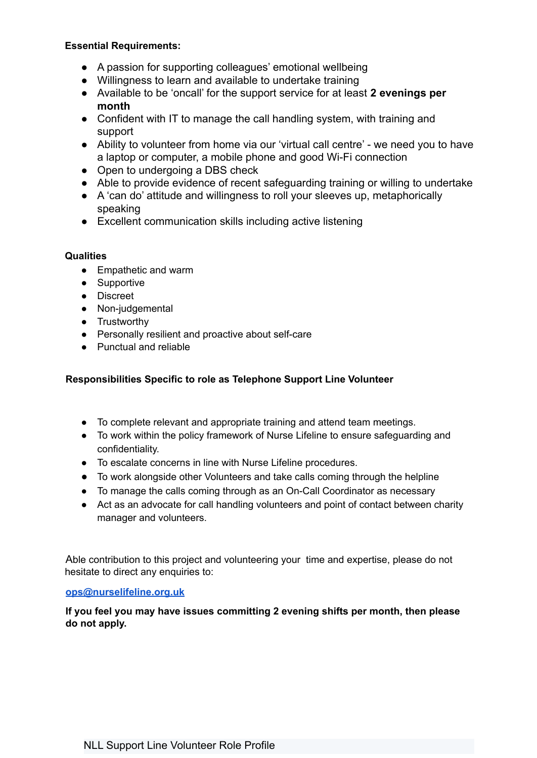**Essential Requirements:**

- A passion for supporting colleagues' emotional wellbeing
- Willingness to learn and available to undertake training
- Available to be 'oncall' for the support service for at least **2 evenings per month**
- Confident with IT to manage the call handling system, with training and support
- Ability to volunteer from home via our 'virtual call centre' - we need you to have a laptop or computer, a mobile phone and good Wi-Fi connection
- Open to undergoing a DBS check
- Able to provide evidence of recent safeguarding training or willing to undertake
- A 'can do' attitude and willingness to roll your sleeves up, metaphorically speaking
- Excellent communication skills including active listening

**Qualities**

- Empathetic and warm
- Supportive
- Discreet
- Non-judgemental
- Trustworthy
- Personally resilient and proactive about self-care
- Punctual and reliable

**Responsibilities Specific to role as Telephone Support Line Volunteer**

- To complete relevant and appropriate training and attend team meetings.
- To work within the policy framework of Nurse Lifeline to ensure safeguarding and confidentiality.
- To escalate concerns in line with Nurse Lifeline procedures.
- To work alongside other Volunteers and take calls coming through the helpline
- To manage the calls coming through as an On-Call Coordinator as necessary
- Act as an advocate for call handling volunteers and point of contact between charity manager and volunteers.

Able contribution to this project and volunteering your time and expertise, please do not hesitate to direct any enquiries to:

ops@nurselifeline.org.uk

**If you feel you may have issues committing 2 evening shifts per month, then please do not apply.**